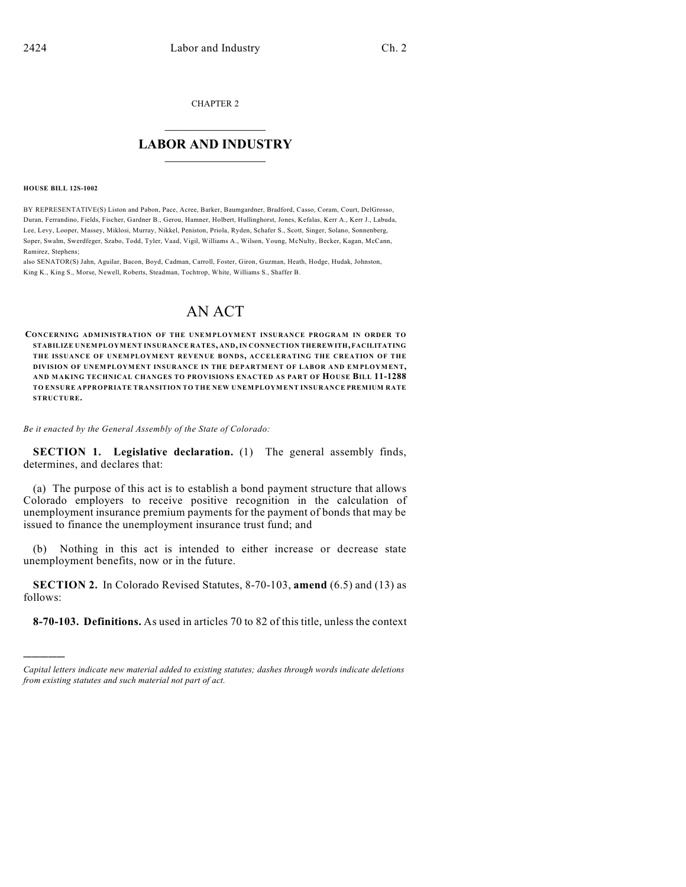CHAPTER 2

## LABOR AND INDUSTRY

**HOUSE BILL 12S-1002**

BY REPRESENTATIVE(S) Liston and Pabon, Pace, Acree, Barker, Baumgardner, Bradford, Casso, Coram, Court, DelGrosso, Duran, Ferrandino, Fields, Fischer, Gardner B., Gerou, Hamner, Holbert, Hullinghorst, Jones, Kefalas, Kerr A., Kerr J., Labuda, Lee, Levy, Looper, Massey, Miklosi, Murray, Nikkel, Peniston, Priola, Ryden, Schafer S., Scott, Singer, Solano, Sonnenberg, Soper, Swalm, Swerdfeger, Szabo, Todd, Tyler, Vaad, Vigil, Williams A., Wilson, Young, McNulty, Becker, Kagan, McCann, Ramirez, Stephens;
also SENATOR(S) Jahn, Aguilar, Bacon, Boyd, Cadman, Carroll, Foster, Giron, Guzman, Heath, Hodge, Hudak, Johnston, King K., King S., Morse, Newell, Roberts, Steadman, Tochtrop, White, Williams S., Shaffer B.

# AN ACT

**CONCERNING ADMINISTRATION OF THE UNEMPLOYMENT INSURANCE PROGRAM IN ORDER TO STABILIZE UNEMPLOYMENT INSURANCE RATES, AND, IN CONNECTION THEREWITH, FACILITATING THE ISSUANCE OF UNEMPLOYMENT REVENUE BONDS, ACCELERATING THE CREATION OF THE DIVISION OF UNEMPLOYMENT INSURANCE IN THE DEPARTMENT OF LABOR AND EMPLOYMENT, AND MAKING TECHNICAL CHANGES TO PROVISIONS ENACTED AS PART OF HOUSE BILL 11-1288 TO ENSURE APPROPRIATE TRANSITION TO THE NEW UNEMPLOYMENT INSURANCE PREMIUM RATE STRUCTURE.**

*Be it enacted by the General Assembly of the State of Colorado:*

**SECTION 1. Legislative declaration.** (1) The general assembly finds, determines, and declares that:

(a) The purpose of this act is to establish a bond payment structure that allows Colorado employers to receive positive recognition in the calculation of unemployment insurance premium payments for the payment of bonds that may be issued to finance the unemployment insurance trust fund; and

(b) Nothing in this act is intended to either increase or decrease state unemployment benefits, now or in the future.

**SECTION 2.** In Colorado Revised Statutes, 8-70-103, **amend** (6.5) and (13) as follows:

**8-70-103. Definitions.** As used in articles 70 to 82 of this title, unless the context

---

*Capital letters indicate new material added to existing statutes; dashes through words indicate deletions from existing statutes and such material not part of act.*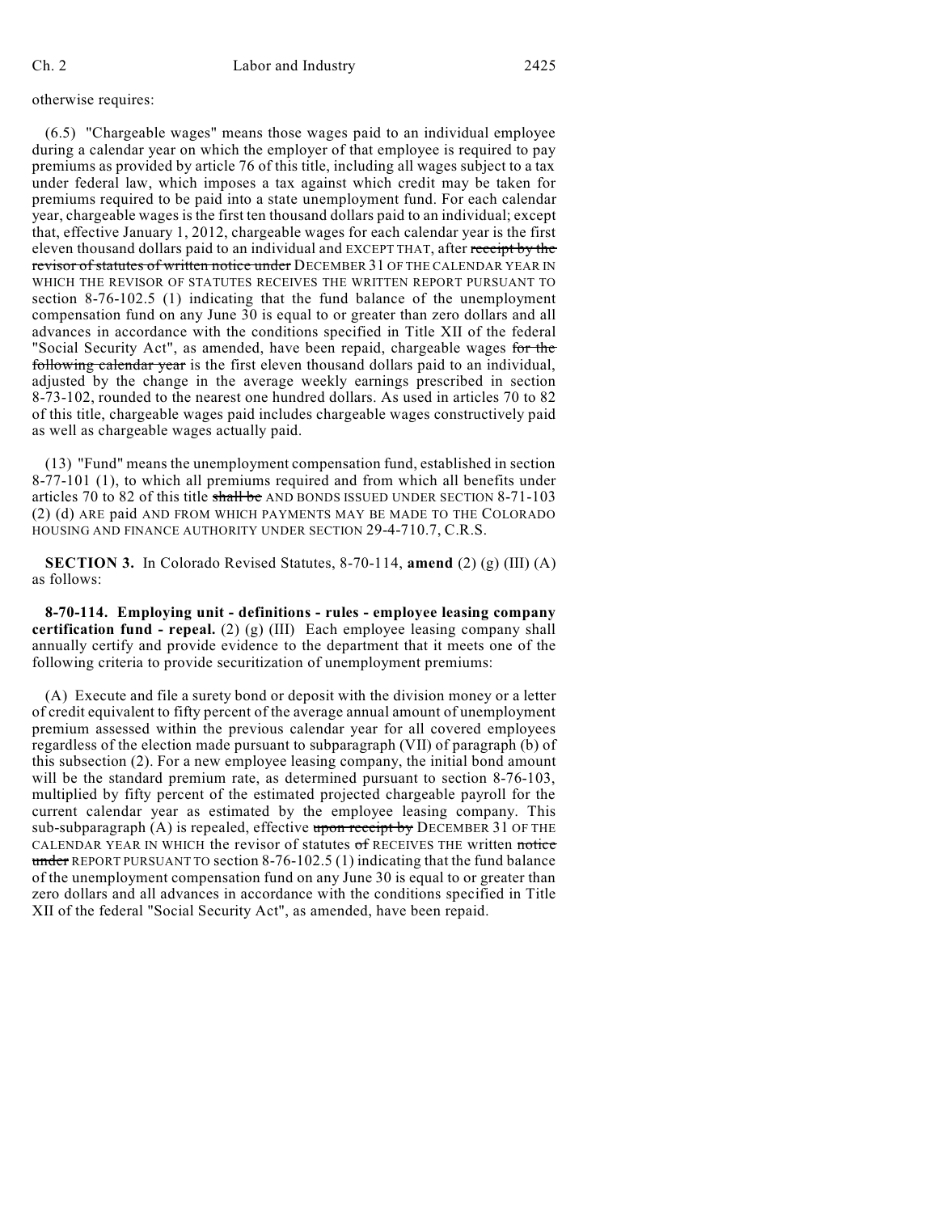otherwise requires:

(6.5) "Chargeable wages" means those wages paid to an individual employee during a calendar year on which the employer of that employee is required to pay premiums as provided by article 76 of this title, including all wages subject to a tax under federal law, which imposes a tax against which credit may be taken for premiums required to be paid into a state unemployment fund. For each calendar year, chargeable wages is the first ten thousand dollars paid to an individual; except that, effective January 1, 2012, chargeable wages for each calendar year is the first eleven thousand dollars paid to an individual and EXCEPT THAT, after ~~receipt by the revisor of statutes of written notice under~~ DECEMBER 31 OF THE CALENDAR YEAR IN WHICH THE REVISOR OF STATUTES RECEIVES THE WRITTEN REPORT PURSUANT TO section 8-76-102.5 (1) indicating that the fund balance of the unemployment compensation fund on any June 30 is equal to or greater than zero dollars and all advances in accordance with the conditions specified in Title XII of the federal "Social Security Act", as amended, have been repaid, chargeable wages ~~for the following calendar year~~ is the first eleven thousand dollars paid to an individual, adjusted by the change in the average weekly earnings prescribed in section 8-73-102, rounded to the nearest one hundred dollars. As used in articles 70 to 82 of this title, chargeable wages paid includes chargeable wages constructively paid as well as chargeable wages actually paid.

(13) "Fund" means the unemployment compensation fund, established in section 8-77-101 (1), to which all premiums required and from which all benefits under articles 70 to 82 of this title ~~shall be~~ AND BONDS ISSUED UNDER SECTION 8-71-103 (2) (d) ARE paid AND FROM WHICH PAYMENTS MAY BE MADE TO THE COLORADO HOUSING AND FINANCE AUTHORITY UNDER SECTION 29-4-710.7, C.R.S.

**SECTION 3.** In Colorado Revised Statutes, 8-70-114, **amend** (2) (g) (III) (A) as follows:

**8-70-114. Employing unit - definitions - rules - employee leasing company certification fund - repeal.** (2) (g) (III) Each employee leasing company shall annually certify and provide evidence to the department that it meets one of the following criteria to provide securitization of unemployment premiums:

(A) Execute and file a surety bond or deposit with the division money or a letter of credit equivalent to fifty percent of the average annual amount of unemployment premium assessed within the previous calendar year for all covered employees regardless of the election made pursuant to subparagraph (VII) of paragraph (b) of this subsection (2). For a new employee leasing company, the initial bond amount will be the standard premium rate, as determined pursuant to section 8-76-103, multiplied by fifty percent of the estimated projected chargeable payroll for the current calendar year as estimated by the employee leasing company. This sub-subparagraph (A) is repealed, effective ~~upon receipt by~~ DECEMBER 31 OF THE CALENDAR YEAR IN WHICH the revisor of statutes ~~of~~ RECEIVES THE written ~~notice under~~ REPORT PURSUANT TO section 8-76-102.5 (1) indicating that the fund balance of the unemployment compensation fund on any June 30 is equal to or greater than zero dollars and all advances in accordance with the conditions specified in Title XII of the federal "Social Security Act", as amended, have been repaid.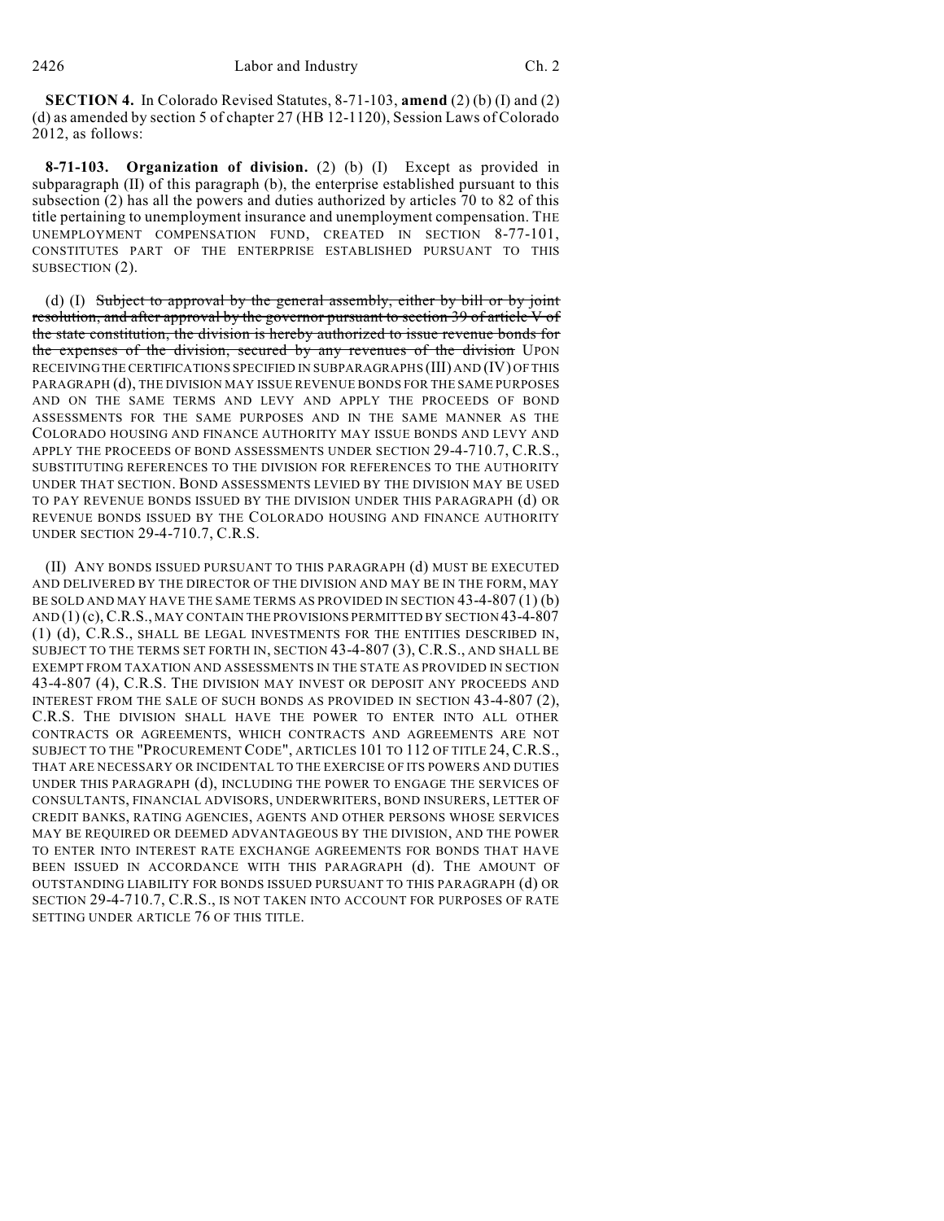**SECTION 4.** In Colorado Revised Statutes, 8-71-103, **amend** (2) (b) (I) and (2) (d) as amended by section 5 of chapter 27 (HB 12-1120), Session Laws of Colorado 2012, as follows:

**8-71-103. Organization of division.** (2) (b) (I) Except as provided in subparagraph (II) of this paragraph (b), the enterprise established pursuant to this subsection (2) has all the powers and duties authorized by articles 70 to 82 of this title pertaining to unemployment insurance and unemployment compensation. THE UNEMPLOYMENT COMPENSATION FUND, CREATED IN SECTION 8-77-101, CONSTITUTES PART OF THE ENTERPRISE ESTABLISHED PURSUANT TO THIS SUBSECTION (2).

(d) (I) ~~Subject to approval by the general assembly, either by bill or by joint resolution, and after approval by the governor pursuant to section 39 of article V of the state constitution, the division is hereby authorized to issue revenue bonds for the expenses of the division, secured by any revenues of the division~~ UPON RECEIVING THE CERTIFICATIONS SPECIFIED IN SUBPARAGRAPHS (III) AND (IV) OF THIS PARAGRAPH (d), THE DIVISION MAY ISSUE REVENUE BONDS FOR THE SAME PURPOSES AND ON THE SAME TERMS AND LEVY AND APPLY THE PROCEEDS OF BOND ASSESSMENTS FOR THE SAME PURPOSES AND IN THE SAME MANNER AS THE COLORADO HOUSING AND FINANCE AUTHORITY MAY ISSUE BONDS AND LEVY AND APPLY THE PROCEEDS OF BOND ASSESSMENTS UNDER SECTION 29-4-710.7, C.R.S., SUBSTITUTING REFERENCES TO THE DIVISION FOR REFERENCES TO THE AUTHORITY UNDER THAT SECTION. BOND ASSESSMENTS LEVIED BY THE DIVISION MAY BE USED TO PAY REVENUE BONDS ISSUED BY THE DIVISION UNDER THIS PARAGRAPH (d) OR REVENUE BONDS ISSUED BY THE COLORADO HOUSING AND FINANCE AUTHORITY UNDER SECTION 29-4-710.7, C.R.S.

(II) ANY BONDS ISSUED PURSUANT TO THIS PARAGRAPH (d) MUST BE EXECUTED AND DELIVERED BY THE DIRECTOR OF THE DIVISION AND MAY BE IN THE FORM, MAY BE SOLD AND MAY HAVE THE SAME TERMS AS PROVIDED IN SECTION 43-4-807 (1) (b) AND (1) (c), C.R.S., MAY CONTAIN THE PROVISIONS PERMITTED BY SECTION 43-4-807 (1) (d), C.R.S., SHALL BE LEGAL INVESTMENTS FOR THE ENTITIES DESCRIBED IN, SUBJECT TO THE TERMS SET FORTH IN, SECTION 43-4-807 (3), C.R.S., AND SHALL BE EXEMPT FROM TAXATION AND ASSESSMENTS IN THE STATE AS PROVIDED IN SECTION 43-4-807 (4), C.R.S. THE DIVISION MAY INVEST OR DEPOSIT ANY PROCEEDS AND INTEREST FROM THE SALE OF SUCH BONDS AS PROVIDED IN SECTION 43-4-807 (2), C.R.S. THE DIVISION SHALL HAVE THE POWER TO ENTER INTO ALL OTHER CONTRACTS OR AGREEMENTS, WHICH CONTRACTS AND AGREEMENTS ARE NOT SUBJECT TO THE "PROCUREMENT CODE", ARTICLES 101 TO 112 OF TITLE 24, C.R.S., THAT ARE NECESSARY OR INCIDENTAL TO THE EXERCISE OF ITS POWERS AND DUTIES UNDER THIS PARAGRAPH (d), INCLUDING THE POWER TO ENGAGE THE SERVICES OF CONSULTANTS, FINANCIAL ADVISORS, UNDERWRITERS, BOND INSURERS, LETTER OF CREDIT BANKS, RATING AGENCIES, AGENTS AND OTHER PERSONS WHOSE SERVICES MAY BE REQUIRED OR DEEMED ADVANTAGEOUS BY THE DIVISION, AND THE POWER TO ENTER INTO INTEREST RATE EXCHANGE AGREEMENTS FOR BONDS THAT HAVE BEEN ISSUED IN ACCORDANCE WITH THIS PARAGRAPH (d). THE AMOUNT OF OUTSTANDING LIABILITY FOR BONDS ISSUED PURSUANT TO THIS PARAGRAPH (d) OR SECTION 29-4-710.7, C.R.S., IS NOT TAKEN INTO ACCOUNT FOR PURPOSES OF RATE SETTING UNDER ARTICLE 76 OF THIS TITLE.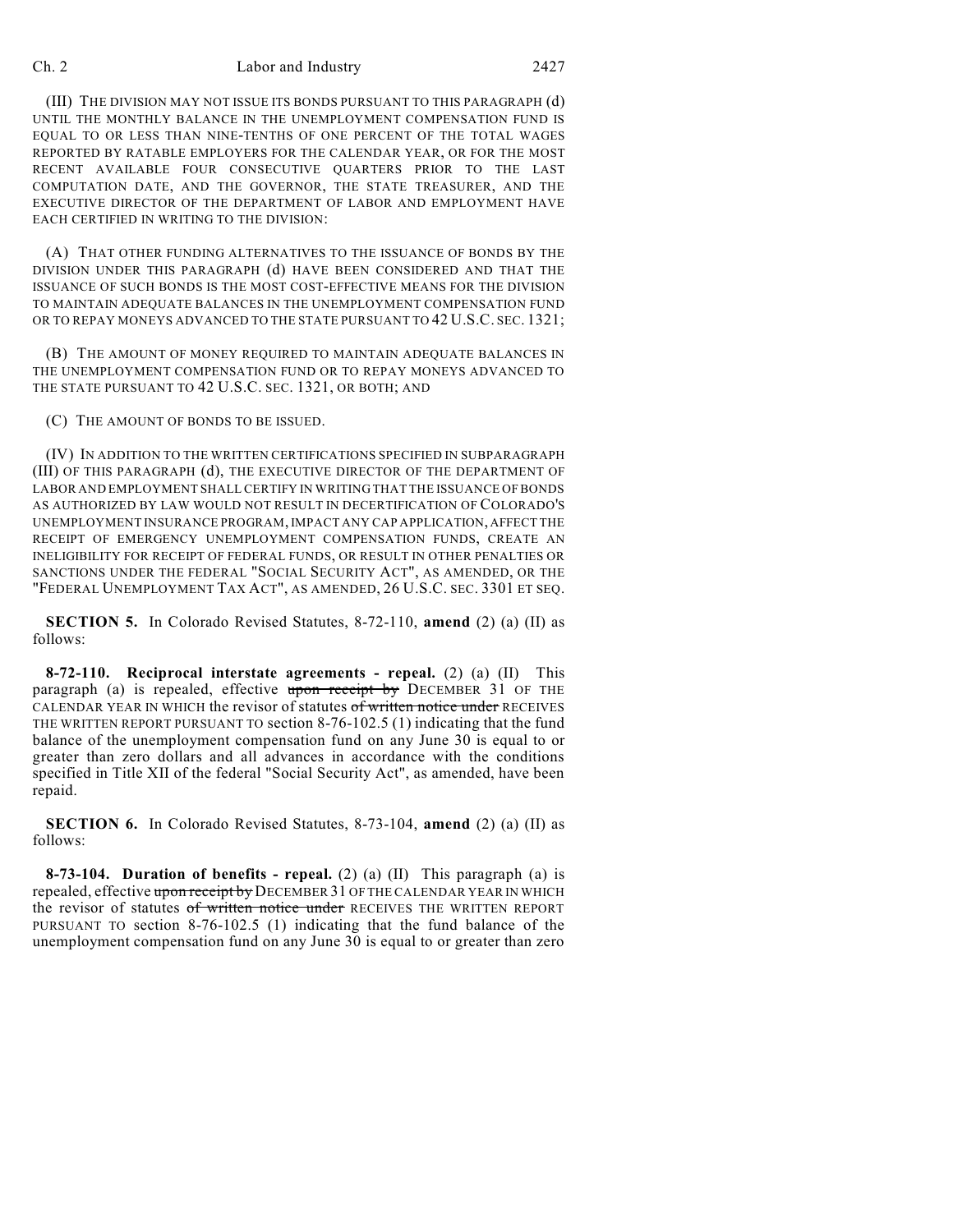(III) THE DIVISION MAY NOT ISSUE ITS BONDS PURSUANT TO THIS PARAGRAPH (d) UNTIL THE MONTHLY BALANCE IN THE UNEMPLOYMENT COMPENSATION FUND IS EQUAL TO OR LESS THAN NINE-TENTHS OF ONE PERCENT OF THE TOTAL WAGES REPORTED BY RATABLE EMPLOYERS FOR THE CALENDAR YEAR, OR FOR THE MOST RECENT AVAILABLE FOUR CONSECUTIVE QUARTERS PRIOR TO THE LAST COMPUTATION DATE, AND THE GOVERNOR, THE STATE TREASURER, AND THE EXECUTIVE DIRECTOR OF THE DEPARTMENT OF LABOR AND EMPLOYMENT HAVE EACH CERTIFIED IN WRITING TO THE DIVISION:

(A) THAT OTHER FUNDING ALTERNATIVES TO THE ISSUANCE OF BONDS BY THE DIVISION UNDER THIS PARAGRAPH (d) HAVE BEEN CONSIDERED AND THAT THE ISSUANCE OF SUCH BONDS IS THE MOST COST-EFFECTIVE MEANS FOR THE DIVISION TO MAINTAIN ADEQUATE BALANCES IN THE UNEMPLOYMENT COMPENSATION FUND OR TO REPAY MONEYS ADVANCED TO THE STATE PURSUANT TO 42 U.S.C. SEC. 1321;

(B) THE AMOUNT OF MONEY REQUIRED TO MAINTAIN ADEQUATE BALANCES IN THE UNEMPLOYMENT COMPENSATION FUND OR TO REPAY MONEYS ADVANCED TO THE STATE PURSUANT TO 42 U.S.C. SEC. 1321, OR BOTH; AND

(C) THE AMOUNT OF BONDS TO BE ISSUED.

(IV) IN ADDITION TO THE WRITTEN CERTIFICATIONS SPECIFIED IN SUBPARAGRAPH (III) OF THIS PARAGRAPH (d), THE EXECUTIVE DIRECTOR OF THE DEPARTMENT OF LABOR AND EMPLOYMENT SHALL CERTIFY IN WRITING THAT THE ISSUANCE OF BONDS AS AUTHORIZED BY LAW WOULD NOT RESULT IN DECERTIFICATION OF COLORADO'S UNEMPLOYMENT INSURANCE PROGRAM, IMPACT ANY CAP APPLICATION, AFFECT THE RECEIPT OF EMERGENCY UNEMPLOYMENT COMPENSATION FUNDS, CREATE AN INELIGIBILITY FOR RECEIPT OF FEDERAL FUNDS, OR RESULT IN OTHER PENALTIES OR SANCTIONS UNDER THE FEDERAL "SOCIAL SECURITY ACT", AS AMENDED, OR THE "FEDERAL UNEMPLOYMENT TAX ACT", AS AMENDED, 26 U.S.C. SEC. 3301 ET SEQ.

**SECTION 5.** In Colorado Revised Statutes, 8-72-110, **amend** (2) (a) (II) as follows:

**8-72-110. Reciprocal interstate agreements - repeal.** (2) (a) (II) This paragraph (a) is repealed, effective ~~upon receipt by~~ DECEMBER 31 OF THE CALENDAR YEAR IN WHICH the revisor of statutes ~~of written notice under~~ RECEIVES THE WRITTEN REPORT PURSUANT TO section 8-76-102.5 (1) indicating that the fund balance of the unemployment compensation fund on any June 30 is equal to or greater than zero dollars and all advances in accordance with the conditions specified in Title XII of the federal "Social Security Act", as amended, have been repaid.

**SECTION 6.** In Colorado Revised Statutes, 8-73-104, **amend** (2) (a) (II) as follows:

**8-73-104. Duration of benefits - repeal.** (2) (a) (II) This paragraph (a) is repealed, effective ~~upon receipt by~~ DECEMBER 31 OF THE CALENDAR YEAR IN WHICH the revisor of statutes ~~of written notice under~~ RECEIVES THE WRITTEN REPORT PURSUANT TO section 8-76-102.5 (1) indicating that the fund balance of the unemployment compensation fund on any June 30 is equal to or greater than zero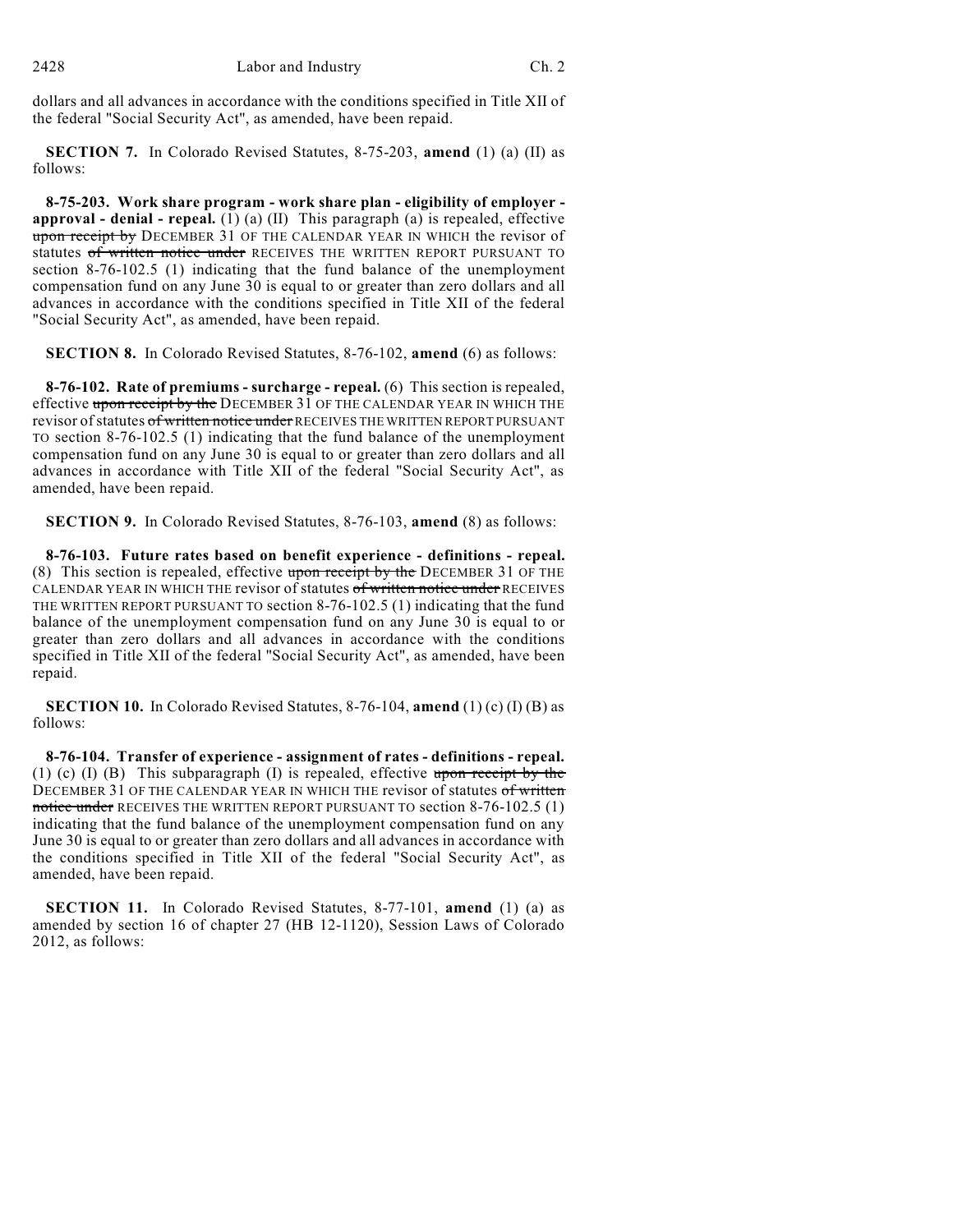dollars and all advances in accordance with the conditions specified in Title XII of the federal "Social Security Act", as amended, have been repaid.

**SECTION 7.** In Colorado Revised Statutes, 8-75-203, **amend** (1) (a) (II) as follows:

**8-75-203. Work share program - work share plan - eligibility of employer - approval - denial - repeal.** (1) (a) (II) This paragraph (a) is repealed, effective ~~upon receipt by~~ DECEMBER 31 OF THE CALENDAR YEAR IN WHICH the revisor of statutes ~~of written notice under~~ RECEIVES THE WRITTEN REPORT PURSUANT TO section 8-76-102.5 (1) indicating that the fund balance of the unemployment compensation fund on any June 30 is equal to or greater than zero dollars and all advances in accordance with the conditions specified in Title XII of the federal "Social Security Act", as amended, have been repaid.

**SECTION 8.** In Colorado Revised Statutes, 8-76-102, **amend** (6) as follows:

**8-76-102. Rate of premiums - surcharge - repeal.** (6) This section is repealed, effective ~~upon receipt by the~~ DECEMBER 31 OF THE CALENDAR YEAR IN WHICH THE revisor of statutes ~~of written notice under~~ RECEIVES THE WRITTEN REPORT PURSUANT TO section 8-76-102.5 (1) indicating that the fund balance of the unemployment compensation fund on any June 30 is equal to or greater than zero dollars and all advances in accordance with Title XII of the federal "Social Security Act", as amended, have been repaid.

**SECTION 9.** In Colorado Revised Statutes, 8-76-103, **amend** (8) as follows:

**8-76-103. Future rates based on benefit experience - definitions - repeal.** (8) This section is repealed, effective ~~upon receipt by the~~ DECEMBER 31 OF THE CALENDAR YEAR IN WHICH THE revisor of statutes ~~of written notice under~~ RECEIVES THE WRITTEN REPORT PURSUANT TO section 8-76-102.5 (1) indicating that the fund balance of the unemployment compensation fund on any June 30 is equal to or greater than zero dollars and all advances in accordance with the conditions specified in Title XII of the federal "Social Security Act", as amended, have been repaid.

**SECTION 10.** In Colorado Revised Statutes, 8-76-104, **amend** (1) (c) (I) (B) as follows:

**8-76-104. Transfer of experience - assignment of rates - definitions - repeal.** (1) (c) (I) (B) This subparagraph (I) is repealed, effective ~~upon receipt by the~~ DECEMBER 31 OF THE CALENDAR YEAR IN WHICH THE revisor of statutes ~~of written notice under~~ RECEIVES THE WRITTEN REPORT PURSUANT TO section 8-76-102.5 (1) indicating that the fund balance of the unemployment compensation fund on any June 30 is equal to or greater than zero dollars and all advances in accordance with the conditions specified in Title XII of the federal "Social Security Act", as amended, have been repaid.

**SECTION 11.** In Colorado Revised Statutes, 8-77-101, **amend** (1) (a) as amended by section 16 of chapter 27 (HB 12-1120), Session Laws of Colorado 2012, as follows: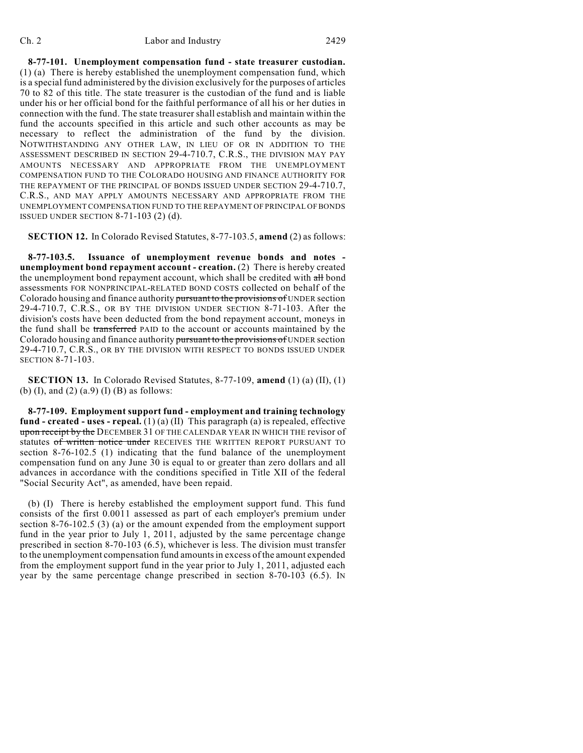**8-77-101. Unemployment compensation fund - state treasurer custodian.** (1) (a) There is hereby established the unemployment compensation fund, which is a special fund administered by the division exclusively for the purposes of articles 70 to 82 of this title. The state treasurer is the custodian of the fund and is liable under his or her official bond for the faithful performance of all his or her duties in connection with the fund. The state treasurer shall establish and maintain within the fund the accounts specified in this article and such other accounts as may be necessary to reflect the administration of the fund by the division. NOTWITHSTANDING ANY OTHER LAW, IN LIEU OF OR IN ADDITION TO THE ASSESSMENT DESCRIBED IN SECTION 29-4-710.7, C.R.S., THE DIVISION MAY PAY AMOUNTS NECESSARY AND APPROPRIATE FROM THE UNEMPLOYMENT COMPENSATION FUND TO THE COLORADO HOUSING AND FINANCE AUTHORITY FOR THE REPAYMENT OF THE PRINCIPAL OF BONDS ISSUED UNDER SECTION 29-4-710.7, C.R.S., AND MAY APPLY AMOUNTS NECESSARY AND APPROPRIATE FROM THE UNEMPLOYMENT COMPENSATION FUND TO THE REPAYMENT OF PRINCIPAL OF BONDS ISSUED UNDER SECTION 8-71-103 (2) (d).

**SECTION 12.** In Colorado Revised Statutes, 8-77-103.5, **amend** (2) as follows:

**8-77-103.5. Issuance of unemployment revenue bonds and notes - unemployment bond repayment account - creation.** (2) There is hereby created the unemployment bond repayment account, which shall be credited with ~~all~~ bond assessments FOR NONPRINCIPAL-RELATED BOND COSTS collected on behalf of the Colorado housing and finance authority ~~pursuant to the provisions of~~ UNDER section 29-4-710.7, C.R.S., OR BY THE DIVISION UNDER SECTION 8-71-103. After the division's costs have been deducted from the bond repayment account, moneys in the fund shall be ~~transferred~~ PAID to the account or accounts maintained by the Colorado housing and finance authority ~~pursuant to the provisions of~~ UNDER section 29-4-710.7, C.R.S., OR BY THE DIVISION WITH RESPECT TO BONDS ISSUED UNDER SECTION 8-71-103.

**SECTION 13.** In Colorado Revised Statutes, 8-77-109, **amend** (1) (a) (II), (1) (b) (I), and (2) (a.9) (I) (B) as follows:

**8-77-109. Employment support fund - employment and training technology fund - created - uses - repeal.** (1) (a) (II) This paragraph (a) is repealed, effective ~~upon receipt by the~~ DECEMBER 31 OF THE CALENDAR YEAR IN WHICH THE revisor of statutes ~~of written notice under~~ RECEIVES THE WRITTEN REPORT PURSUANT TO section 8-76-102.5 (1) indicating that the fund balance of the unemployment compensation fund on any June 30 is equal to or greater than zero dollars and all advances in accordance with the conditions specified in Title XII of the federal "Social Security Act", as amended, have been repaid.

(b) (I) There is hereby established the employment support fund. This fund consists of the first 0.0011 assessed as part of each employer's premium under section 8-76-102.5 (3) (a) or the amount expended from the employment support fund in the year prior to July 1, 2011, adjusted by the same percentage change prescribed in section 8-70-103 (6.5), whichever is less. The division must transfer to the unemployment compensation fund amounts in excess of the amount expended from the employment support fund in the year prior to July 1, 2011, adjusted each year by the same percentage change prescribed in section 8-70-103 (6.5). IN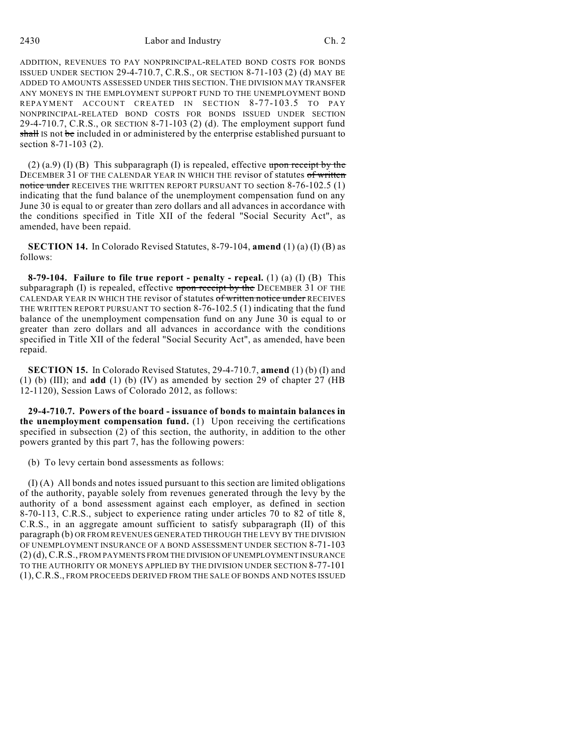ADDITION, REVENUES TO PAY NONPRINCIPAL-RELATED BOND COSTS FOR BONDS ISSUED UNDER SECTION 29-4-710.7, C.R.S., OR SECTION 8-71-103 (2) (d) MAY BE ADDED TO AMOUNTS ASSESSED UNDER THIS SECTION. THE DIVISION MAY TRANSFER ANY MONEYS IN THE EMPLOYMENT SUPPORT FUND TO THE UNEMPLOYMENT BOND REPAYMENT ACCOUNT CREATED IN SECTION 8-77-103.5 TO PAY NONPRINCIPAL-RELATED BOND COSTS FOR BONDS ISSUED UNDER SECTION 29-4-710.7, C.R.S., OR SECTION 8-71-103 (2) (d). The employment support fund ~~shall~~ IS not ~~be~~ included in or administered by the enterprise established pursuant to section 8-71-103 (2).

(2) (a.9) (I) (B) This subparagraph (I) is repealed, effective ~~upon receipt by the~~ DECEMBER 31 OF THE CALENDAR YEAR IN WHICH THE revisor of statutes ~~of written notice under~~ RECEIVES THE WRITTEN REPORT PURSUANT TO section 8-76-102.5 (1) indicating that the fund balance of the unemployment compensation fund on any June 30 is equal to or greater than zero dollars and all advances in accordance with the conditions specified in Title XII of the federal "Social Security Act", as amended, have been repaid.

**SECTION 14.** In Colorado Revised Statutes, 8-79-104, **amend** (1) (a) (I) (B) as follows:

**8-79-104. Failure to file true report - penalty - repeal.** (1) (a) (I) (B) This subparagraph (I) is repealed, effective ~~upon receipt by the~~ DECEMBER 31 OF THE CALENDAR YEAR IN WHICH THE revisor of statutes ~~of written notice under~~ RECEIVES THE WRITTEN REPORT PURSUANT TO section 8-76-102.5 (1) indicating that the fund balance of the unemployment compensation fund on any June 30 is equal to or greater than zero dollars and all advances in accordance with the conditions specified in Title XII of the federal "Social Security Act", as amended, have been repaid.

**SECTION 15.** In Colorado Revised Statutes, 29-4-710.7, **amend** (1) (b) (I) and (1) (b) (III); and **add** (1) (b) (IV) as amended by section 29 of chapter 27 (HB 12-1120), Session Laws of Colorado 2012, as follows:

**29-4-710.7. Powers of the board - issuance of bonds to maintain balances in the unemployment compensation fund.** (1) Upon receiving the certifications specified in subsection (2) of this section, the authority, in addition to the other powers granted by this part 7, has the following powers:

(b) To levy certain bond assessments as follows:

(I) (A) All bonds and notes issued pursuant to this section are limited obligations of the authority, payable solely from revenues generated through the levy by the authority of a bond assessment against each employer, as defined in section 8-70-113, C.R.S., subject to experience rating under articles 70 to 82 of title 8, C.R.S., in an aggregate amount sufficient to satisfy subparagraph (II) of this paragraph (b) OR FROM REVENUES GENERATED THROUGH THE LEVY BY THE DIVISION OF UNEMPLOYMENT INSURANCE OF A BOND ASSESSMENT UNDER SECTION 8-71-103 (2) (d), C.R.S., FROM PAYMENTS FROM THE DIVISION OF UNEMPLOYMENT INSURANCE TO THE AUTHORITY OR MONEYS APPLIED BY THE DIVISION UNDER SECTION 8-77-101 (1), C.R.S., FROM PROCEEDS DERIVED FROM THE SALE OF BONDS AND NOTES ISSUED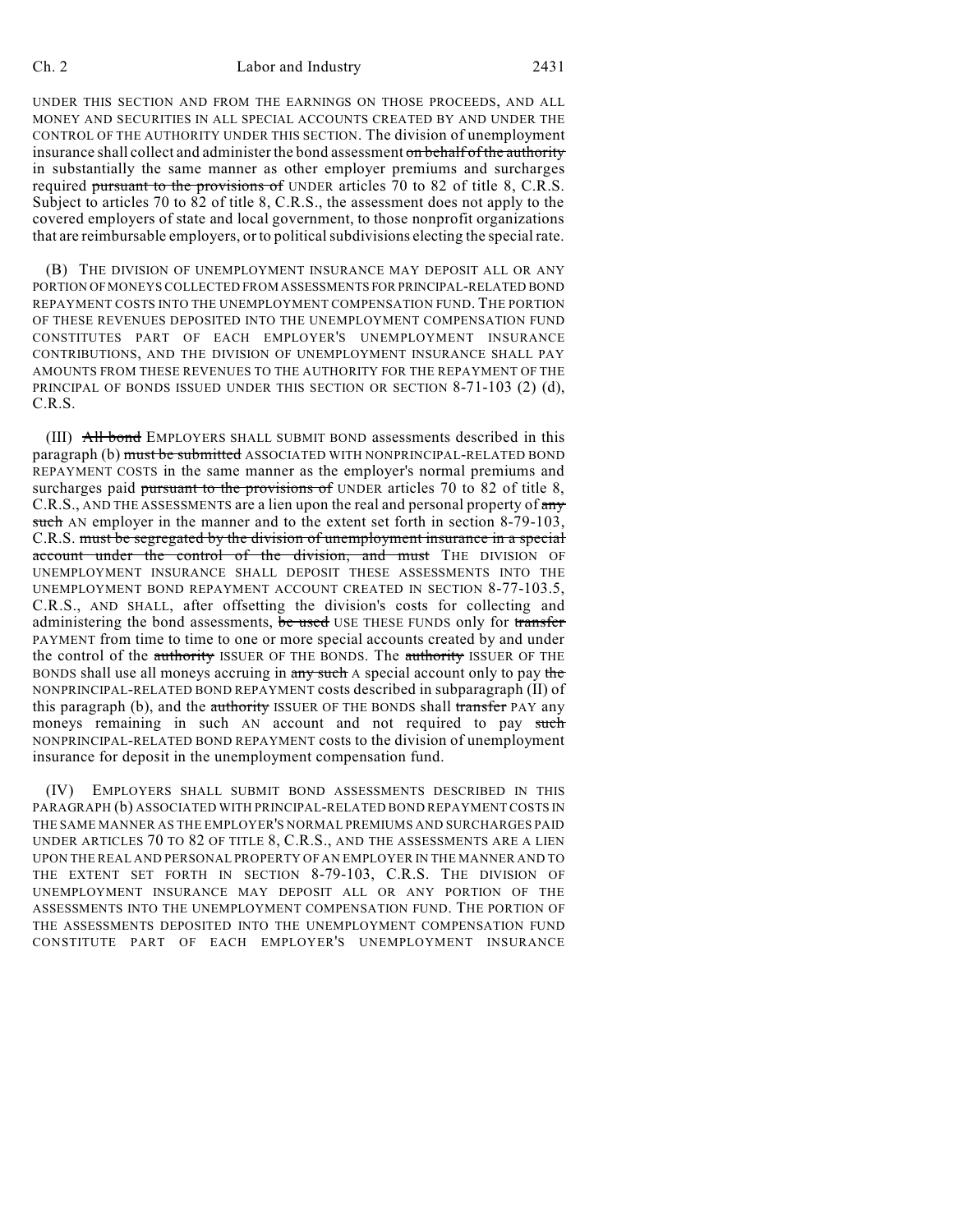UNDER THIS SECTION AND FROM THE EARNINGS ON THOSE PROCEEDS, AND ALL MONEY AND SECURITIES IN ALL SPECIAL ACCOUNTS CREATED BY AND UNDER THE CONTROL OF THE AUTHORITY UNDER THIS SECTION. The division of unemployment insurance shall collect and administer the bond assessment ~~on behalf of the authority~~ in substantially the same manner as other employer premiums and surcharges required ~~pursuant to the provisions of~~ UNDER articles 70 to 82 of title 8, C.R.S. Subject to articles 70 to 82 of title 8, C.R.S., the assessment does not apply to the covered employers of state and local government, to those nonprofit organizations that are reimbursable employers, or to political subdivisions electing the special rate.

(B) THE DIVISION OF UNEMPLOYMENT INSURANCE MAY DEPOSIT ALL OR ANY PORTION OF MONEYS COLLECTED FROM ASSESSMENTS FOR PRINCIPAL-RELATED BOND REPAYMENT COSTS INTO THE UNEMPLOYMENT COMPENSATION FUND. THE PORTION OF THESE REVENUES DEPOSITED INTO THE UNEMPLOYMENT COMPENSATION FUND CONSTITUTES PART OF EACH EMPLOYER'S UNEMPLOYMENT INSURANCE CONTRIBUTIONS, AND THE DIVISION OF UNEMPLOYMENT INSURANCE SHALL PAY AMOUNTS FROM THESE REVENUES TO THE AUTHORITY FOR THE REPAYMENT OF THE PRINCIPAL OF BONDS ISSUED UNDER THIS SECTION OR SECTION 8-71-103 (2) (d), C.R.S.

(III) ~~All bond~~ EMPLOYERS SHALL SUBMIT BOND assessments described in this paragraph (b) ~~must be submitted~~ ASSOCIATED WITH NONPRINCIPAL-RELATED BOND REPAYMENT COSTS in the same manner as the employer's normal premiums and surcharges paid ~~pursuant to the provisions of~~ UNDER articles 70 to 82 of title 8, C.R.S., AND THE ASSESSMENTS are a lien upon the real and personal property of ~~any such~~ AN employer in the manner and to the extent set forth in section 8-79-103, C.R.S. ~~must be segregated by the division of unemployment insurance in a special account under the control of the division, and must~~ THE DIVISION OF UNEMPLOYMENT INSURANCE SHALL DEPOSIT THESE ASSESSMENTS INTO THE UNEMPLOYMENT BOND REPAYMENT ACCOUNT CREATED IN SECTION 8-77-103.5, C.R.S., AND SHALL, after offsetting the division's costs for collecting and administering the bond assessments, ~~be used~~ USE THESE FUNDS only for ~~transfer~~ PAYMENT from time to time to one or more special accounts created by and under the control of the ~~authority~~ ISSUER OF THE BONDS. The ~~authority~~ ISSUER OF THE BONDS shall use all moneys accruing in ~~any such~~ A special account only to pay ~~the~~ NONPRINCIPAL-RELATED BOND REPAYMENT costs described in subparagraph (II) of this paragraph (b), and the ~~authority~~ ISSUER OF THE BONDS shall ~~transfer~~ PAY any moneys remaining in such AN account and not required to pay ~~such~~ NONPRINCIPAL-RELATED BOND REPAYMENT costs to the division of unemployment insurance for deposit in the unemployment compensation fund.

(IV) EMPLOYERS SHALL SUBMIT BOND ASSESSMENTS DESCRIBED IN THIS PARAGRAPH (b) ASSOCIATED WITH PRINCIPAL-RELATED BOND REPAYMENT COSTS IN THE SAME MANNER AS THE EMPLOYER'S NORMAL PREMIUMS AND SURCHARGES PAID UNDER ARTICLES 70 TO 82 OF TITLE 8, C.R.S., AND THE ASSESSMENTS ARE A LIEN UPON THE REAL AND PERSONAL PROPERTY OF AN EMPLOYER IN THE MANNER AND TO THE EXTENT SET FORTH IN SECTION 8-79-103, C.R.S. THE DIVISION OF UNEMPLOYMENT INSURANCE MAY DEPOSIT ALL OR ANY PORTION OF THE ASSESSMENTS INTO THE UNEMPLOYMENT COMPENSATION FUND. THE PORTION OF THE ASSESSMENTS DEPOSITED INTO THE UNEMPLOYMENT COMPENSATION FUND CONSTITUTE PART OF EACH EMPLOYER'S UNEMPLOYMENT INSURANCE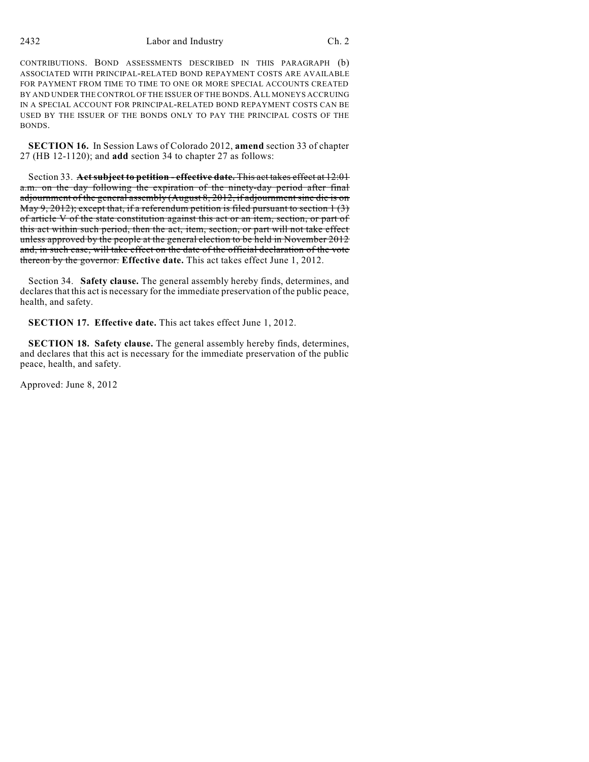CONTRIBUTIONS. BOND ASSESSMENTS DESCRIBED IN THIS PARAGRAPH (b) ASSOCIATED WITH PRINCIPAL-RELATED BOND REPAYMENT COSTS ARE AVAILABLE FOR PAYMENT FROM TIME TO TIME TO ONE OR MORE SPECIAL ACCOUNTS CREATED BY AND UNDER THE CONTROL OF THE ISSUER OF THE BONDS. ALL MONEYS ACCRUING IN A SPECIAL ACCOUNT FOR PRINCIPAL-RELATED BOND REPAYMENT COSTS CAN BE USED BY THE ISSUER OF THE BONDS ONLY TO PAY THE PRINCIPAL COSTS OF THE BONDS.

**SECTION 16.** In Session Laws of Colorado 2012, **amend** section 33 of chapter 27 (HB 12-1120); and **add** section 34 to chapter 27 as follows:

Section 33. ~~**Act subject to petition - effective date.** This act takes effect at 12:01 a.m. on the day following the expiration of the ninety-day period after final adjournment of the general assembly (August 8, 2012, if adjournment sine die is on May 9, 2012); except that, if a referendum petition is filed pursuant to section 1 (3) of article V of the state constitution against this act or an item, section, or part of this act within such period, then the act, item, section, or part will not take effect unless approved by the people at the general election to be held in November 2012 and, in such case, will take effect on the date of the official declaration of the vote thereon by the governor.~~ **Effective date.** This act takes effect June 1, 2012.

Section 34. **Safety clause.** The general assembly hereby finds, determines, and declares that this act is necessary for the immediate preservation of the public peace, health, and safety.

**SECTION 17. Effective date.** This act takes effect June 1, 2012.

**SECTION 18. Safety clause.** The general assembly hereby finds, determines, and declares that this act is necessary for the immediate preservation of the public peace, health, and safety.

Approved: June 8, 2012